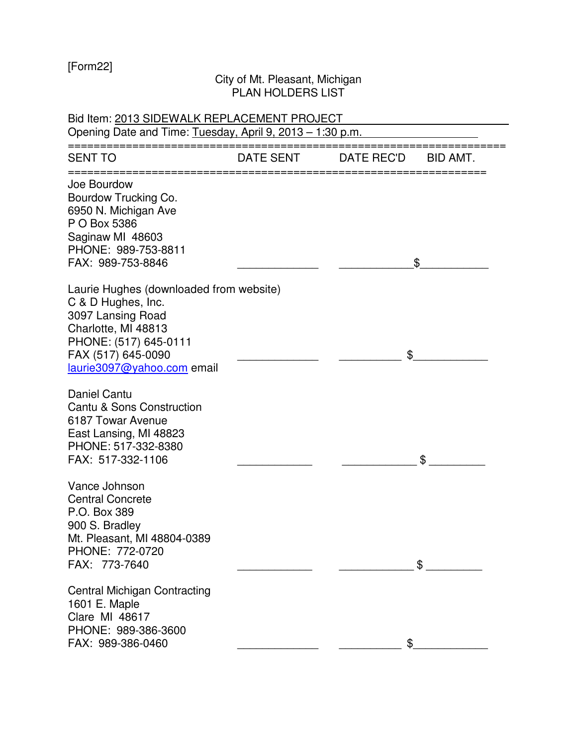[Form22]

City of Mt. Pleasant, Michigan
PLAN HOLDERS LIST

Bid Item: 2013 SIDEWALK REPLACEMENT PROJECT
Opening Date and Time: Tuesday, April 9, 2013 – 1:30 p.m.

| SENT TO | DATE SENT | DATE REC'D | BID AMT. |
|---|---|---|---|
| Joe Bourdow<br>Bourdow Trucking Co.<br>6950 N. Michigan Ave<br>P O Box 5386<br>Saginaw MI 48603<br>PHONE: 989-753-8811<br>FAX: 989-753-8846 | ____________ | ____________ | $__________ |
| Laurie Hughes (downloaded from website)<br>C & D Hughes, Inc.<br>3097 Lansing Road<br>Charlotte, MI 48813<br>PHONE: (517) 645-0111<br>FAX (517) 645-0090<br>laurie3097@yahoo.com email | ____________ | ____________ | $__________ |
| Daniel Cantu<br>Cantu & Sons Construction<br>6187 Towar Avenue<br>East Lansing, MI 48823<br>PHONE: 517-332-8380<br>FAX: 517-332-1106 | ____________ | ____________ | $__________ |
| Vance Johnson<br>Central Concrete<br>P.O. Box 389<br>900 S. Bradley<br>Mt. Pleasant, MI 48804-0389<br>PHONE: 772-0720<br>FAX: 773-7640 | ____________ | ____________ | $__________ |
| Central Michigan Contracting<br>1601 E. Maple<br>Clare MI 48617<br>PHONE: 989-386-3600<br>FAX: 989-386-0460 | ____________ | ____________ | $__________ |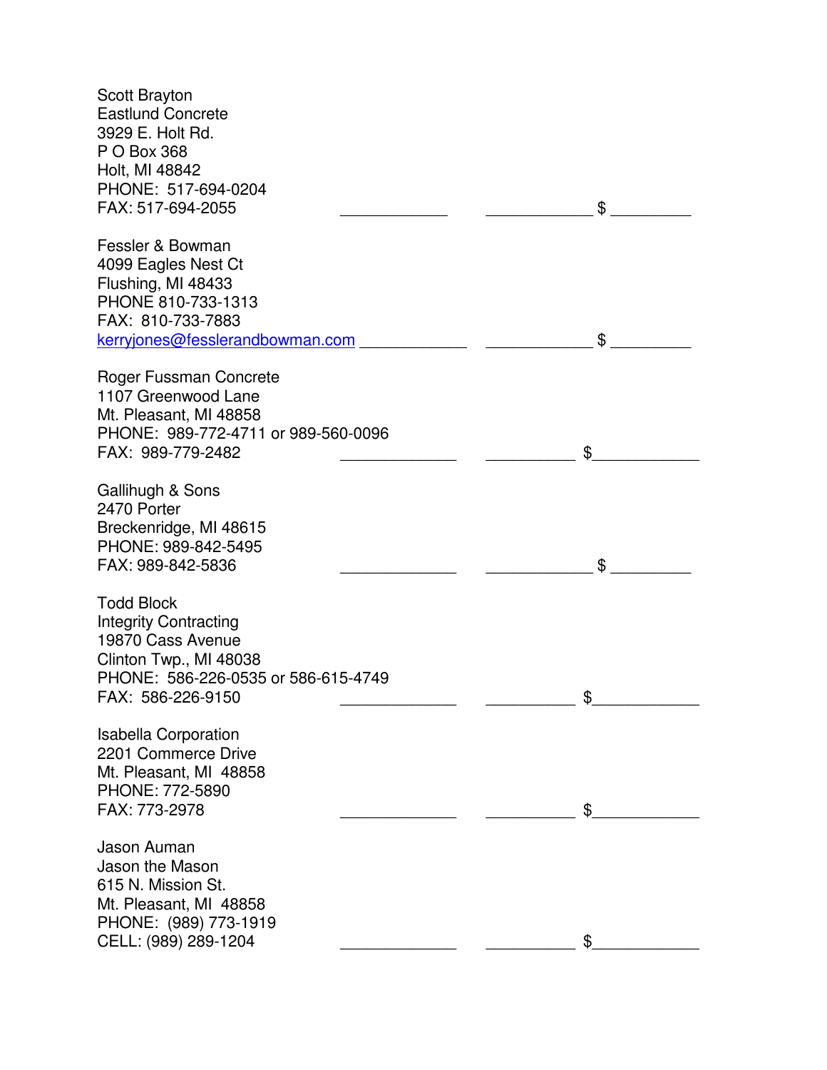Scott Brayton
Eastlund Concrete
3929 E. Holt Rd.
P O Box 368
Holt, MI 48842
PHONE: 517-694-0204
FAX: 517-694-2055 ____________ ____________ $ _________

Fessler & Bowman
4099 Eagles Nest Ct
Flushing, MI 48433
PHONE 810-733-1313
FAX: 810-733-7883
kerryjones@fesslerandbowman.com ____________ ____________ $ _________

Roger Fussman Concrete
1107 Greenwood Lane
Mt. Pleasant, MI 48858
PHONE: 989-772-4711 or 989-560-0096
FAX: 989-779-2482 _____________ __________ $____________

Gallihugh & Sons
2470 Porter
Breckenridge, MI 48615
PHONE: 989-842-5495
FAX: 989-842-5836 _____________ ____________ $ _________

Todd Block
Integrity Contracting
19870 Cass Avenue
Clinton Twp., MI 48038
PHONE: 586-226-0535 or 586-615-4749
FAX: 586-226-9150 _____________ __________ $____________

Isabella Corporation
2201 Commerce Drive
Mt. Pleasant, MI 48858
PHONE: 772-5890
FAX: 773-2978 _____________ __________ $____________

Jason Auman
Jason the Mason
615 N. Mission St.
Mt. Pleasant, MI 48858
PHONE: (989) 773-1919
CELL: (989) 289-1204 _____________ __________ $____________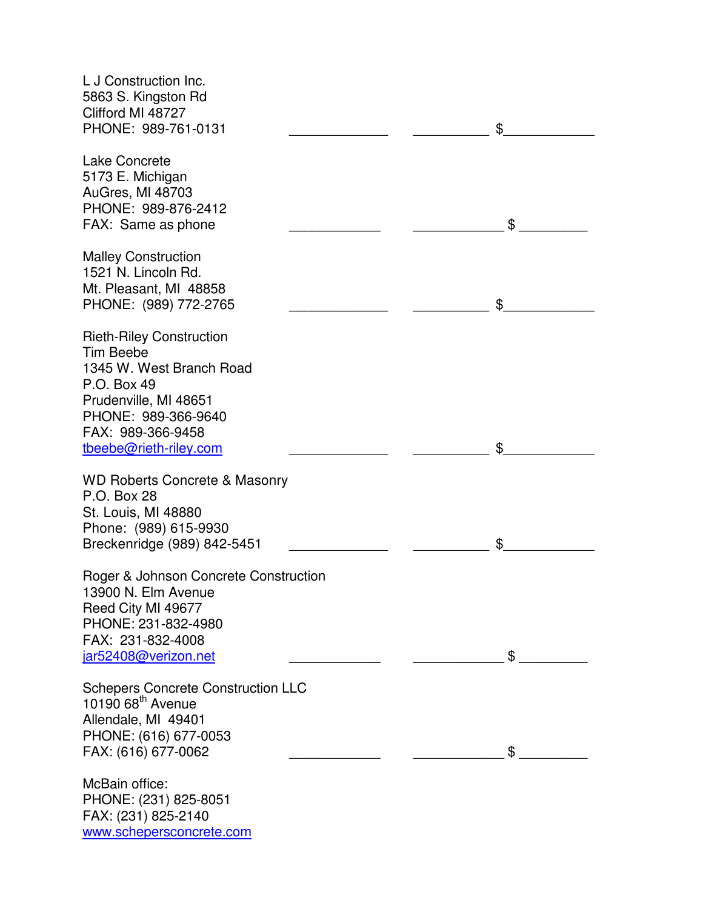L J Construction Inc.
5863 S. Kingston Rd
Clifford MI 48727
PHONE: 989-761-0131 ______________ ___________ $____________

Lake Concrete
5173 E. Michigan
AuGres, MI 48703
PHONE: 989-876-2412
FAX: Same as phone ______________ ___________ $ __________

Malley Construction
1521 N. Lincoln Rd.
Mt. Pleasant, MI 48858
PHONE: (989) 772-2765 ______________ ___________ $____________

Rieth-Riley Construction
Tim Beebe
1345 W. West Branch Road
P.O. Box 49
Prudenville, MI 48651
PHONE: 989-366-9640
FAX: 989-366-9458
tbeebe@rieth-riley.com ______________ ___________ $____________

WD Roberts Concrete & Masonry
P.O. Box 28
St. Louis, MI 48880
Phone: (989) 615-9930
Breckenridge (989) 842-5451 ______________ ___________ $____________

Roger & Johnson Concrete Construction
13900 N. Elm Avenue
Reed City MI 49677
PHONE: 231-832-4980
FAX: 231-832-4008
jar52408@verizon.net ______________ ___________ $ __________

Schepers Concrete Construction LLC
10190 68th Avenue
Allendale, MI 49401
PHONE: (616) 677-0053
FAX: (616) 677-0062 ______________ ___________ $ __________

McBain office:
PHONE: (231) 825-8051
FAX: (231) 825-2140
www.schepersconcrete.com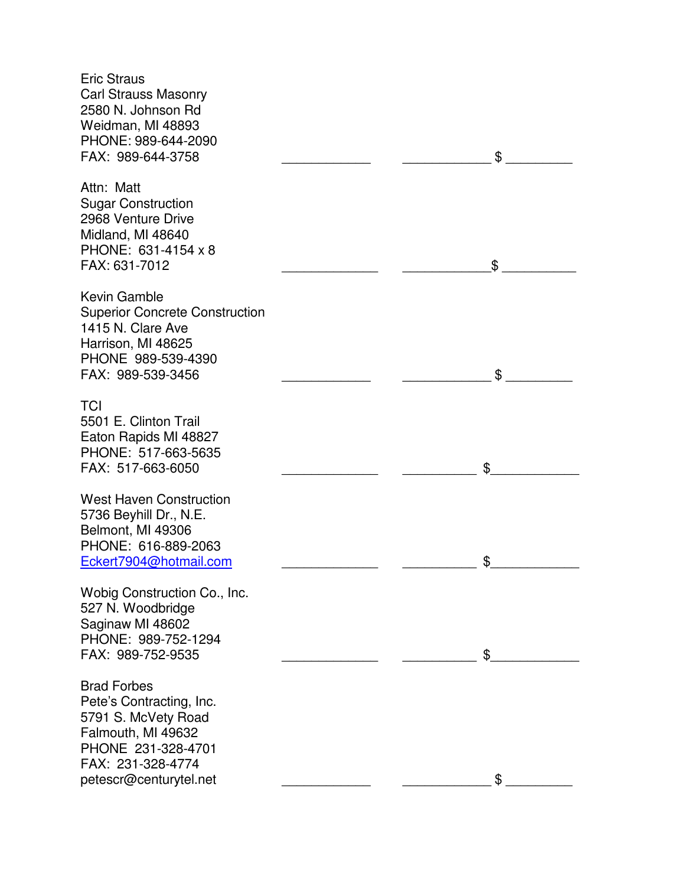Eric Straus
Carl Strauss Masonry
2580 N. Johnson Rd
Weidman, MI 48893
PHONE: 989-644-2090
FAX: 989-644-3758 _____________ _____________ $ __________

Attn: Matt
Sugar Construction
2968 Venture Drive
Midland, MI 48640
PHONE: 631-4154 x 8
FAX: 631-7012 ______________ _____________ $ ___________

Kevin Gamble
Superior Concrete Construction
1415 N. Clare Ave
Harrison, MI 48625
PHONE 989-539-4390
FAX: 989-539-3456 _____________ _____________ $ __________

TCI
5501 E. Clinton Trail
Eaton Rapids MI 48827
PHONE: 517-663-5635
FAX: 517-663-6050 ______________ ___________ $_____________

West Haven Construction
5736 Beyhill Dr., N.E.
Belmont, MI 49306
PHONE: 616-889-2063
Eckert7904@hotmail.com ______________ ___________ $_____________

Wobig Construction Co., Inc.
527 N. Woodbridge
Saginaw MI 48602
PHONE: 989-752-1294
FAX: 989-752-9535 ______________ ___________ $_____________

Brad Forbes
Pete's Contracting, Inc.
5791 S. McVety Road
Falmouth, MI 49632
PHONE 231-328-4701
FAX: 231-328-4774
petescr@centurytel.net _____________ _____________ $ __________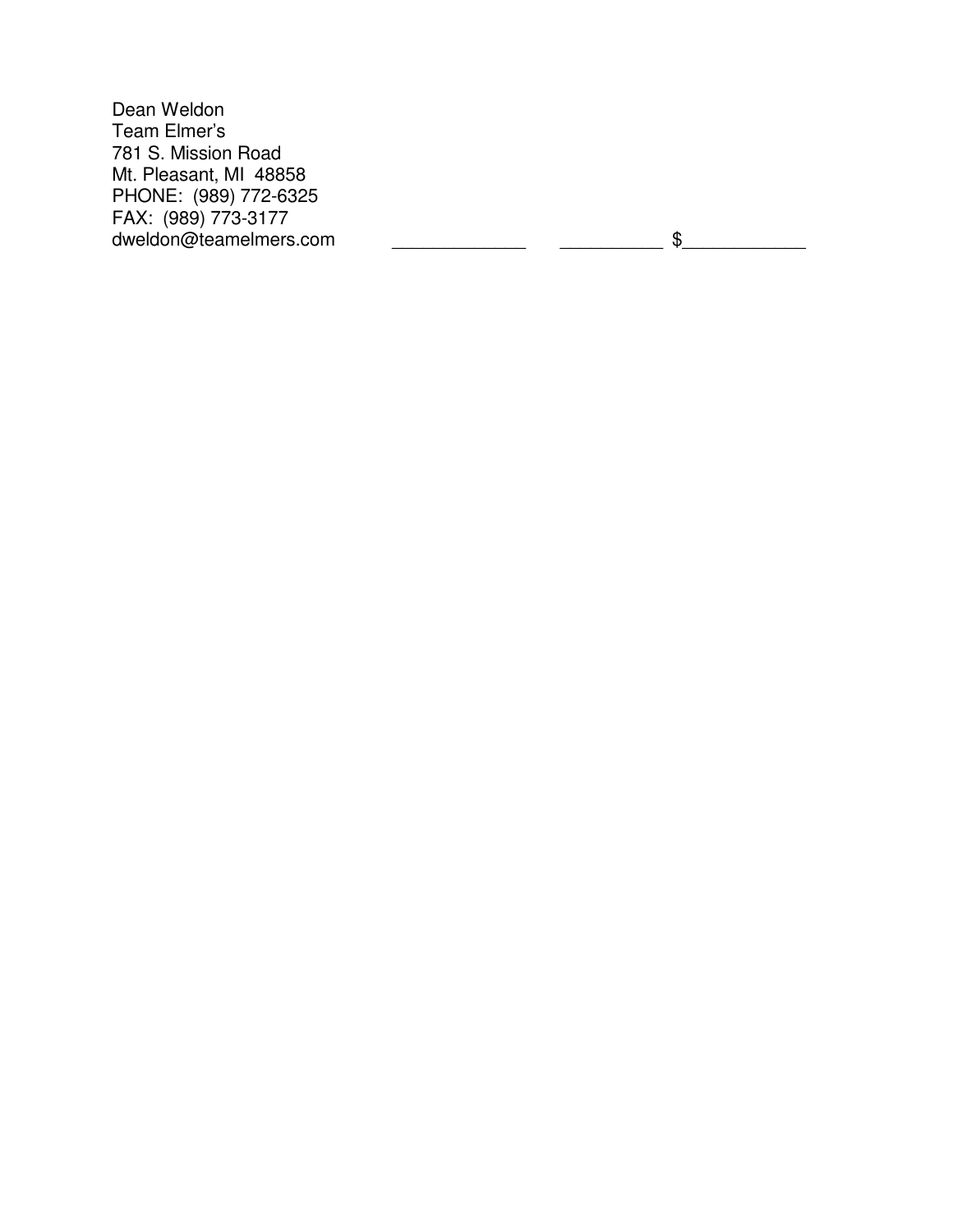Dean Weldon
Team Elmer's
781 S. Mission Road
Mt. Pleasant, MI 48858
PHONE: (989) 772-6325
FAX: (989) 773-3177
dweldon@teamelmers.com ______________ ___________ $_____________